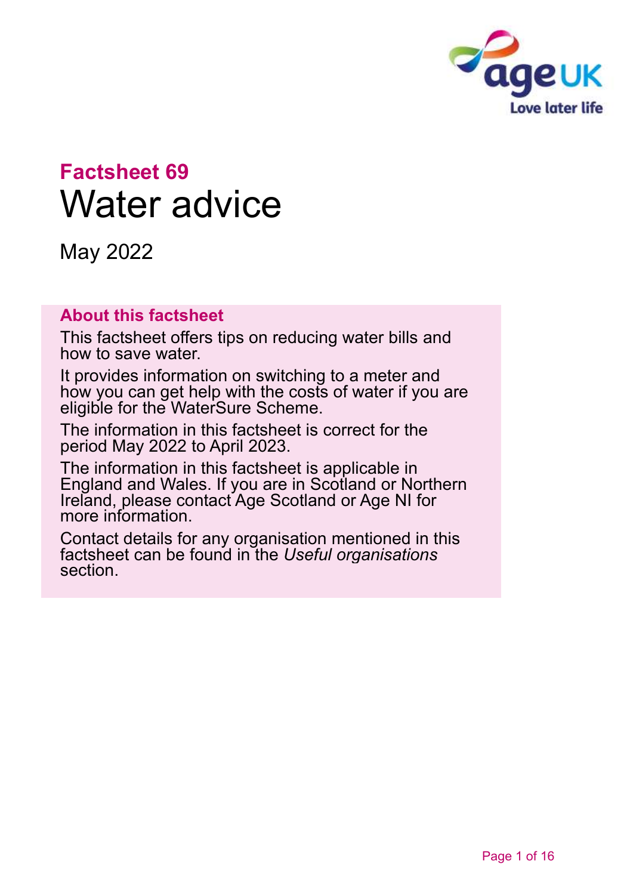# Factsheet 69

# Water advice

May 2022

## About this factsheet

This factsheet offers tips on reducing water bills and how to save water.

It provides information on switching to a meter and how you can get help with the costs of water if you are eligible for the WaterSure Scheme.

The information in this factsheet is correct for the period May 2022 to April 2023.

The information in this factsheet is applicable in England and Wales. If you are in Scotland or Northern Ireland, please contact Age Scotland or Age NI for more information.

Contact details for any organisation mentioned in this factsheet can be found in the *Useful organisations* section.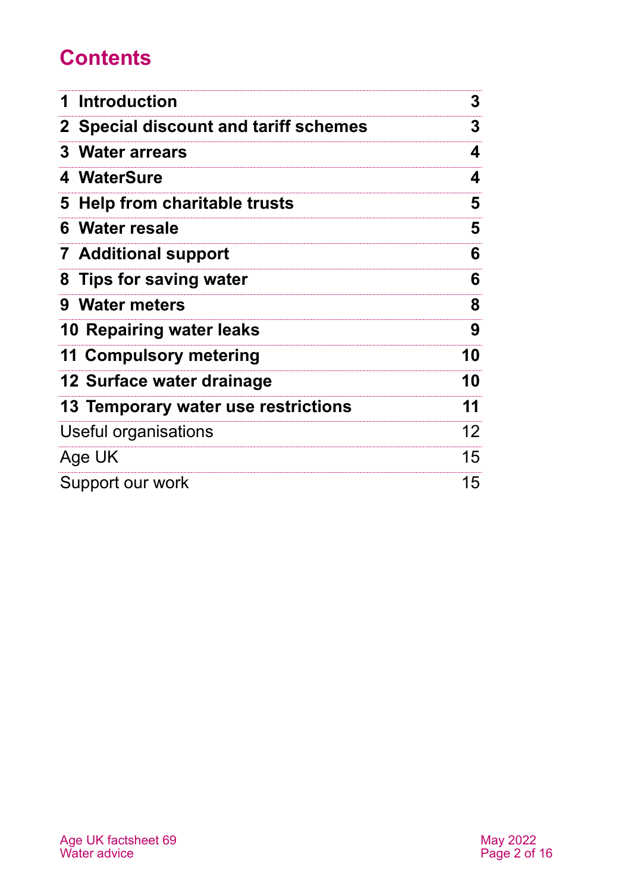# Contents

| | |
|---|---|
| **1 Introduction** | **3** |
| **2 Special discount and tariff schemes** | **3** |
| **3 Water arrears** | **4** |
| **4 WaterSure** | **4** |
| **5 Help from charitable trusts** | **5** |
| **6 Water resale** | **5** |
| **7 Additional support** | **6** |
| **8 Tips for saving water** | **6** |
| **9 Water meters** | **8** |
| **10 Repairing water leaks** | **9** |
| **11 Compulsory metering** | **10** |
| **12 Surface water drainage** | **10** |
| **13 Temporary water use restrictions** | **11** |
| Useful organisations | 12 |
| Age UK | 15 |
| Support our work | 15 |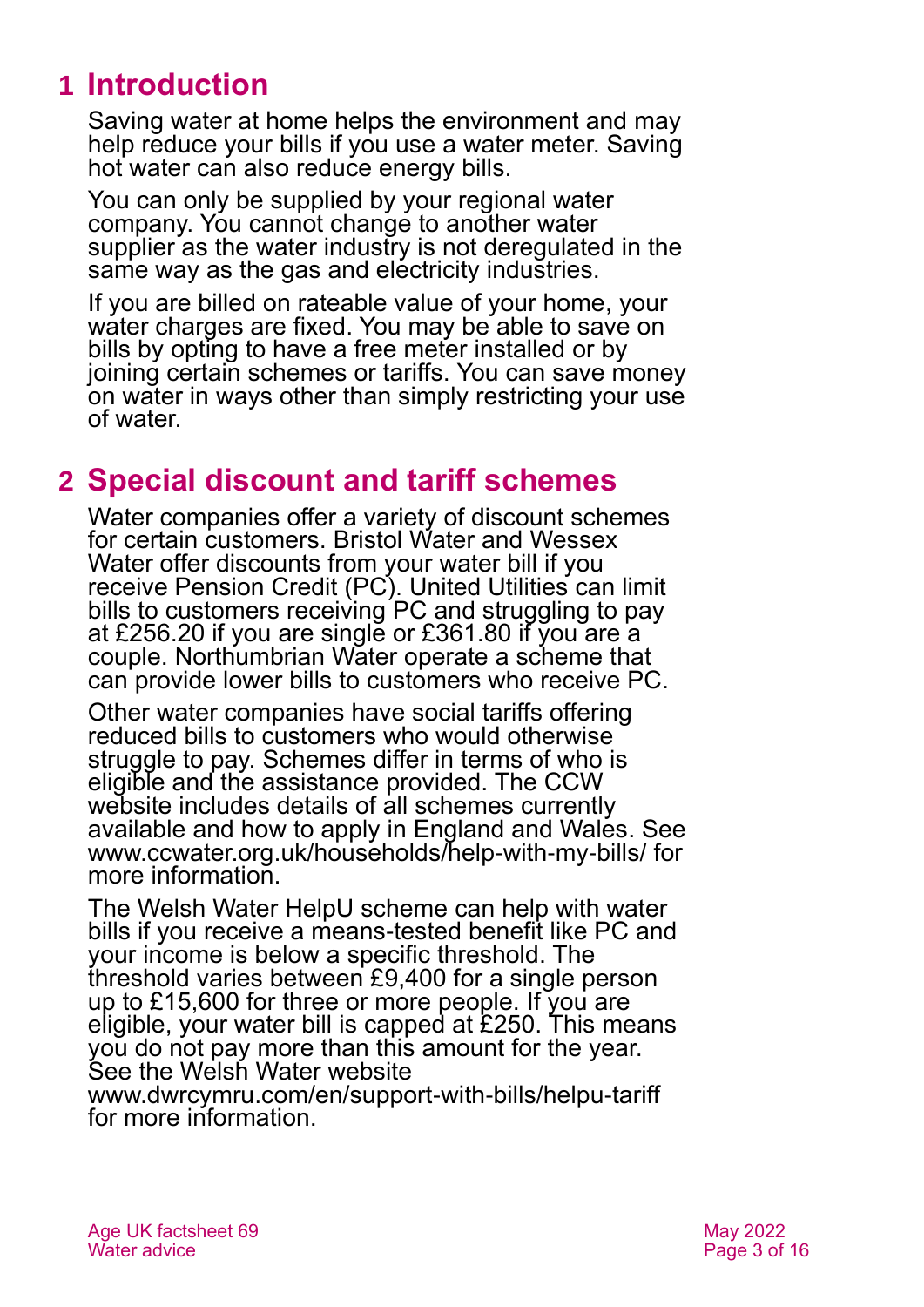# 1 Introduction

Saving water at home helps the environment and may help reduce your bills if you use a water meter. Saving hot water can also reduce energy bills.

You can only be supplied by your regional water company. You cannot change to another water supplier as the water industry is not deregulated in the same way as the gas and electricity industries.

If you are billed on rateable value of your home, your water charges are fixed. You may be able to save on bills by opting to have a free meter installed or by joining certain schemes or tariffs. You can save money on water in ways other than simply restricting your use of water.

# 2 Special discount and tariff schemes

Water companies offer a variety of discount schemes for certain customers. Bristol Water and Wessex Water offer discounts from your water bill if you receive Pension Credit (PC). United Utilities can limit bills to customers receiving PC and struggling to pay at £256.20 if you are single or £361.80 if you are a couple. Northumbrian Water operate a scheme that can provide lower bills to customers who receive PC.

Other water companies have social tariffs offering reduced bills to customers who would otherwise struggle to pay. Schemes differ in terms of who is eligible and the assistance provided. The CCW website includes details of all schemes currently available and how to apply in England and Wales. See www.ccwater.org.uk/households/help-with-my-bills/ for more information.

The Welsh Water HelpU scheme can help with water bills if you receive a means-tested benefit like PC and your income is below a specific threshold. The threshold varies between £9,400 for a single person up to £15,600 for three or more people. If you are eligible, your water bill is capped at £250. This means you do not pay more than this amount for the year. See the Welsh Water website www.dwrcymru.com/en/support-with-bills/helpu-tariff for more information.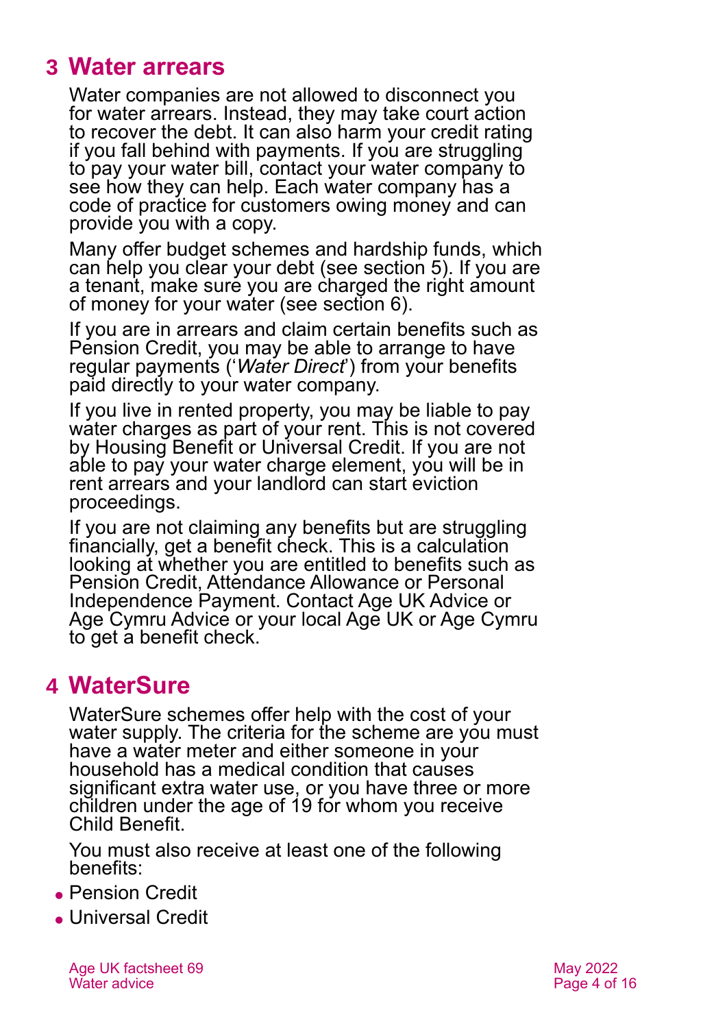## 3 Water arrears

Water companies are not allowed to disconnect you for water arrears. Instead, they may take court action to recover the debt. It can also harm your credit rating if you fall behind with payments. If you are struggling to pay your water bill, contact your water company to see how they can help. Each water company has a code of practice for customers owing money and can provide you with a copy.

Many offer budget schemes and hardship funds, which can help you clear your debt (see section 5). If you are a tenant, make sure you are charged the right amount of money for your water (see section 6).

If you are in arrears and claim certain benefits such as Pension Credit, you may be able to arrange to have regular payments ('*Water Direct*') from your benefits paid directly to your water company.

If you live in rented property, you may be liable to pay water charges as part of your rent. This is not covered by Housing Benefit or Universal Credit. If you are not able to pay your water charge element, you will be in rent arrears and your landlord can start eviction proceedings.

If you are not claiming any benefits but are struggling financially, get a benefit check. This is a calculation looking at whether you are entitled to benefits such as Pension Credit, Attendance Allowance or Personal Independence Payment. Contact Age UK Advice or Age Cymru Advice or your local Age UK or Age Cymru to get a benefit check.

## 4 WaterSure

WaterSure schemes offer help with the cost of your water supply. The criteria for the scheme are you must have a water meter and either someone in your household has a medical condition that causes significant extra water use, or you have three or more children under the age of 19 for whom you receive Child Benefit.

You must also receive at least one of the following benefits:

- Pension Credit
- Universal Credit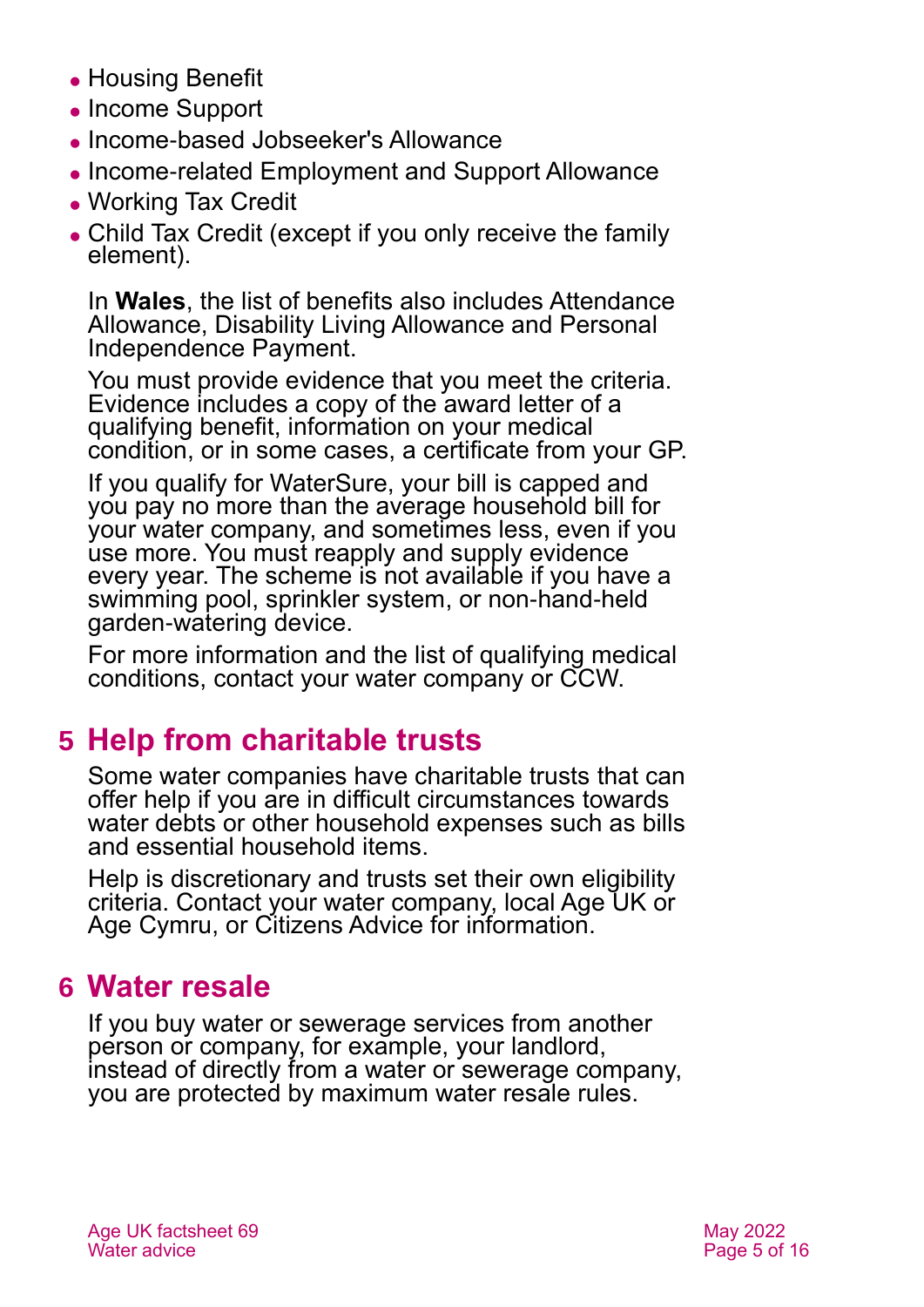- Housing Benefit
- Income Support
- Income-based Jobseeker's Allowance
- Income-related Employment and Support Allowance
- Working Tax Credit
- Child Tax Credit (except if you only receive the family element).

In **Wales**, the list of benefits also includes Attendance Allowance, Disability Living Allowance and Personal Independence Payment.

You must provide evidence that you meet the criteria. Evidence includes a copy of the award letter of a qualifying benefit, information on your medical condition, or in some cases, a certificate from your GP.

If you qualify for WaterSure, your bill is capped and you pay no more than the average household bill for your water company, and sometimes less, even if you use more. You must reapply and supply evidence every year. The scheme is not available if you have a swimming pool, sprinkler system, or non-hand-held garden-watering device.

For more information and the list of qualifying medical conditions, contact your water company or CCW.

## 5 Help from charitable trusts

Some water companies have charitable trusts that can offer help if you are in difficult circumstances towards water debts or other household expenses such as bills and essential household items.

Help is discretionary and trusts set their own eligibility criteria. Contact your water company, local Age UK or Age Cymru, or Citizens Advice for information.

## 6 Water resale

If you buy water or sewerage services from another person or company, for example, your landlord, instead of directly from a water or sewerage company, you are protected by maximum water resale rules.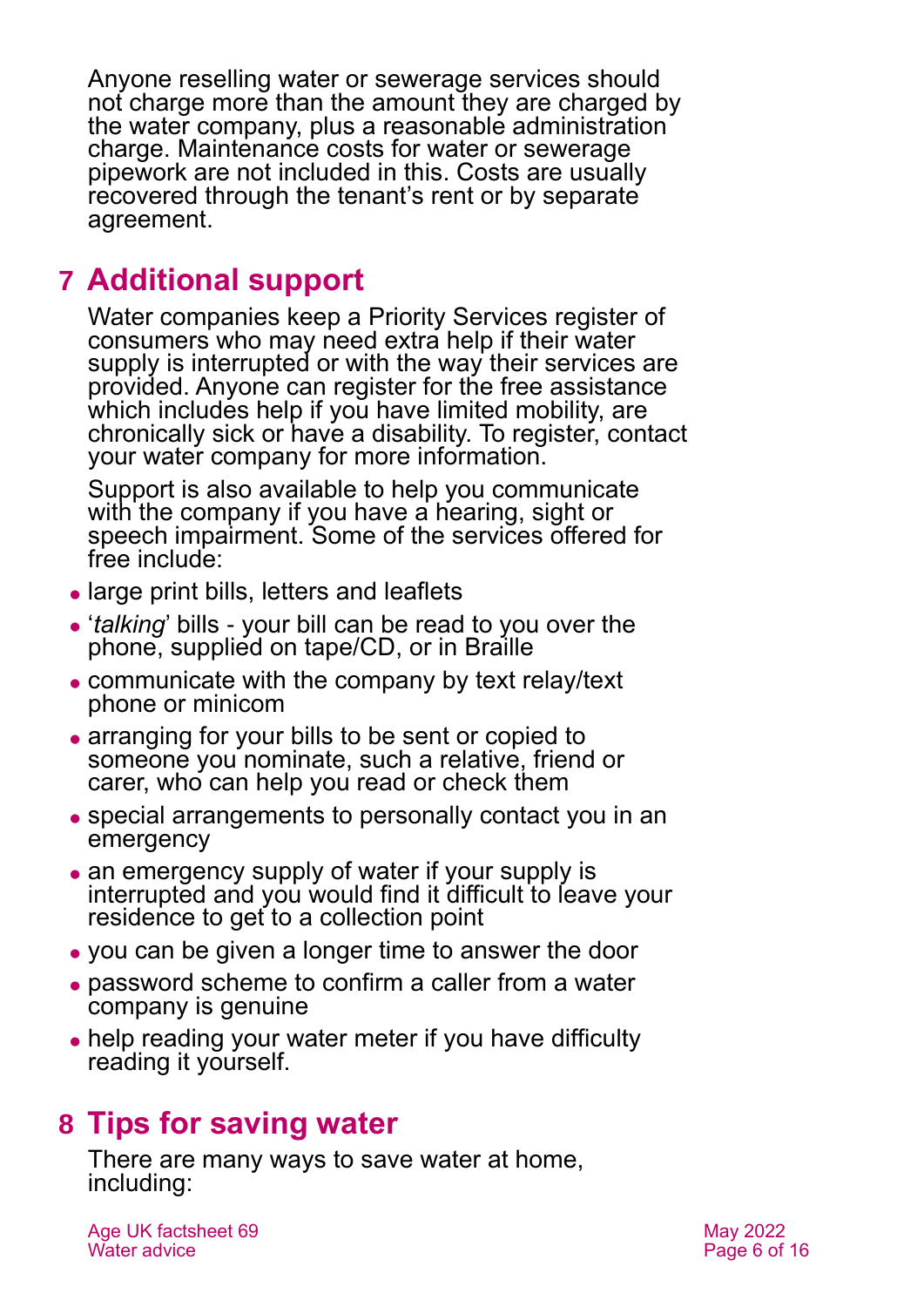Anyone reselling water or sewerage services should not charge more than the amount they are charged by the water company, plus a reasonable administration charge. Maintenance costs for water or sewerage pipework are not included in this. Costs are usually recovered through the tenant's rent or by separate agreement.

## 7 Additional support

Water companies keep a Priority Services register of consumers who may need extra help if their water supply is interrupted or with the way their services are provided. Anyone can register for the free assistance which includes help if you have limited mobility, are chronically sick or have a disability. To register, contact your water company for more information.

Support is also available to help you communicate with the company if you have a hearing, sight or speech impairment. Some of the services offered for free include:

- large print bills, letters and leaflets
- '*talking*' bills - your bill can be read to you over the phone, supplied on tape/CD, or in Braille
- communicate with the company by text relay/text phone or minicom
- arranging for your bills to be sent or copied to someone you nominate, such a relative, friend or carer, who can help you read or check them
- special arrangements to personally contact you in an emergency
- an emergency supply of water if your supply is interrupted and you would find it difficult to leave your residence to get to a collection point
- you can be given a longer time to answer the door
- password scheme to confirm a caller from a water company is genuine
- help reading your water meter if you have difficulty reading it yourself.

## 8 Tips for saving water

There are many ways to save water at home, including: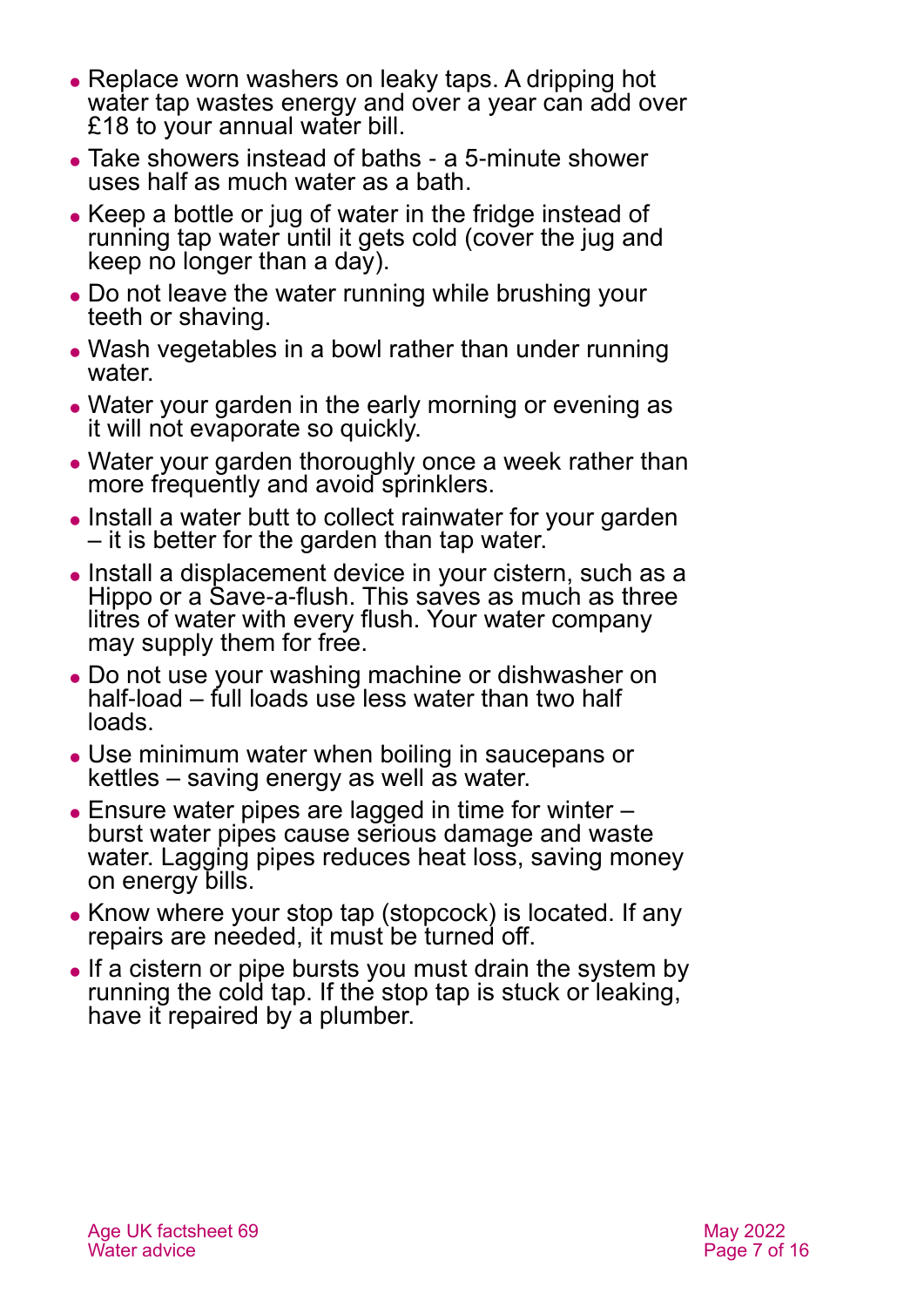- Replace worn washers on leaky taps. A dripping hot water tap wastes energy and over a year can add over £18 to your annual water bill.
- Take showers instead of baths - a 5-minute shower uses half as much water as a bath.
- Keep a bottle or jug of water in the fridge instead of running tap water until it gets cold (cover the jug and keep no longer than a day).
- Do not leave the water running while brushing your teeth or shaving.
- Wash vegetables in a bowl rather than under running water.
- Water your garden in the early morning or evening as it will not evaporate so quickly.
- Water your garden thoroughly once a week rather than more frequently and avoid sprinklers.
- Install a water butt to collect rainwater for your garden – it is better for the garden than tap water.
- Install a displacement device in your cistern, such as a Hippo or a Save-a-flush. This saves as much as three litres of water with every flush. Your water company may supply them for free.
- Do not use your washing machine or dishwasher on half-load – full loads use less water than two half loads.
- Use minimum water when boiling in saucepans or kettles – saving energy as well as water.
- Ensure water pipes are lagged in time for winter – burst water pipes cause serious damage and waste water. Lagging pipes reduces heat loss, saving money on energy bills.
- Know where your stop tap (stopcock) is located. If any repairs are needed, it must be turned off.
- If a cistern or pipe bursts you must drain the system by running the cold tap. If the stop tap is stuck or leaking, have it repaired by a plumber.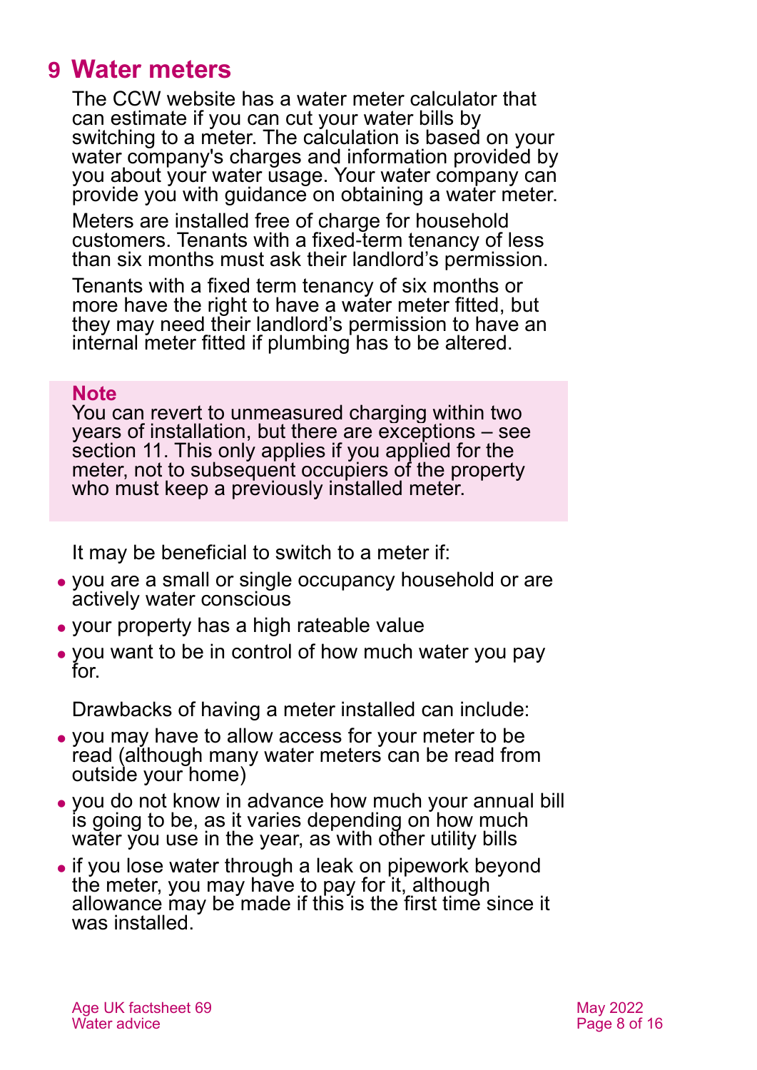## 9 Water meters

The CCW website has a water meter calculator that can estimate if you can cut your water bills by switching to a meter. The calculation is based on your water company's charges and information provided by you about your water usage. Your water company can provide you with guidance on obtaining a water meter.

Meters are installed free of charge for household customers. Tenants with a fixed-term tenancy of less than six months must ask their landlord's permission.

Tenants with a fixed term tenancy of six months or more have the right to have a water meter fitted, but they may need their landlord's permission to have an internal meter fitted if plumbing has to be altered.

> **Note**
> You can revert to unmeasured charging within two years of installation, but there are exceptions – see section 11. This only applies if you applied for the meter, not to subsequent occupiers of the property who must keep a previously installed meter.

It may be beneficial to switch to a meter if:

- you are a small or single occupancy household or are actively water conscious
- your property has a high rateable value
- you want to be in control of how much water you pay for.

Drawbacks of having a meter installed can include:

- you may have to allow access for your meter to be read (although many water meters can be read from outside your home)
- you do not know in advance how much your annual bill is going to be, as it varies depending on how much water you use in the year, as with other utility bills
- if you lose water through a leak on pipework beyond the meter, you may have to pay for it, although allowance may be made if this is the first time since it was installed.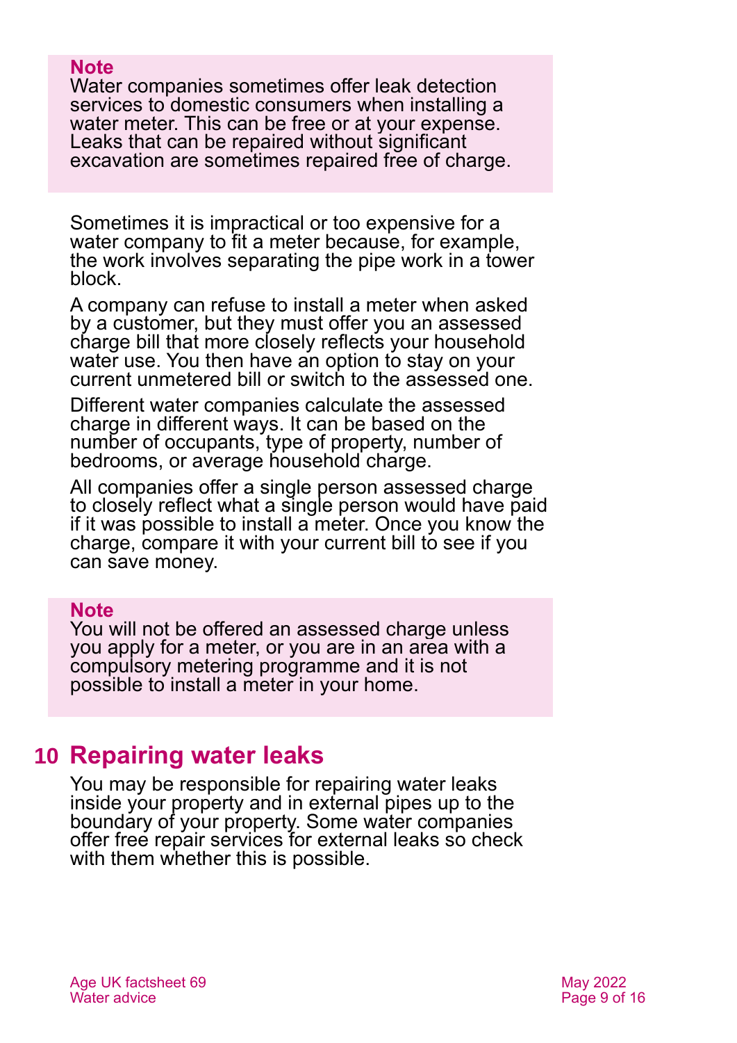> **Note**
> Water companies sometimes offer leak detection services to domestic consumers when installing a water meter. This can be free or at your expense. Leaks that can be repaired without significant excavation are sometimes repaired free of charge.

Sometimes it is impractical or too expensive for a water company to fit a meter because, for example, the work involves separating the pipe work in a tower block.

A company can refuse to install a meter when asked by a customer, but they must offer you an assessed charge bill that more closely reflects your household water use. You then have an option to stay on your current unmetered bill or switch to the assessed one.

Different water companies calculate the assessed charge in different ways. It can be based on the number of occupants, type of property, number of bedrooms, or average household charge.

All companies offer a single person assessed charge to closely reflect what a single person would have paid if it was possible to install a meter. Once you know the charge, compare it with your current bill to see if you can save money.

> **Note**
> You will not be offered an assessed charge unless you apply for a meter, or you are in an area with a compulsory metering programme and it is not possible to install a meter in your home.

## 10 Repairing water leaks

You may be responsible for repairing water leaks inside your property and in external pipes up to the boundary of your property. Some water companies offer free repair services for external leaks so check with them whether this is possible.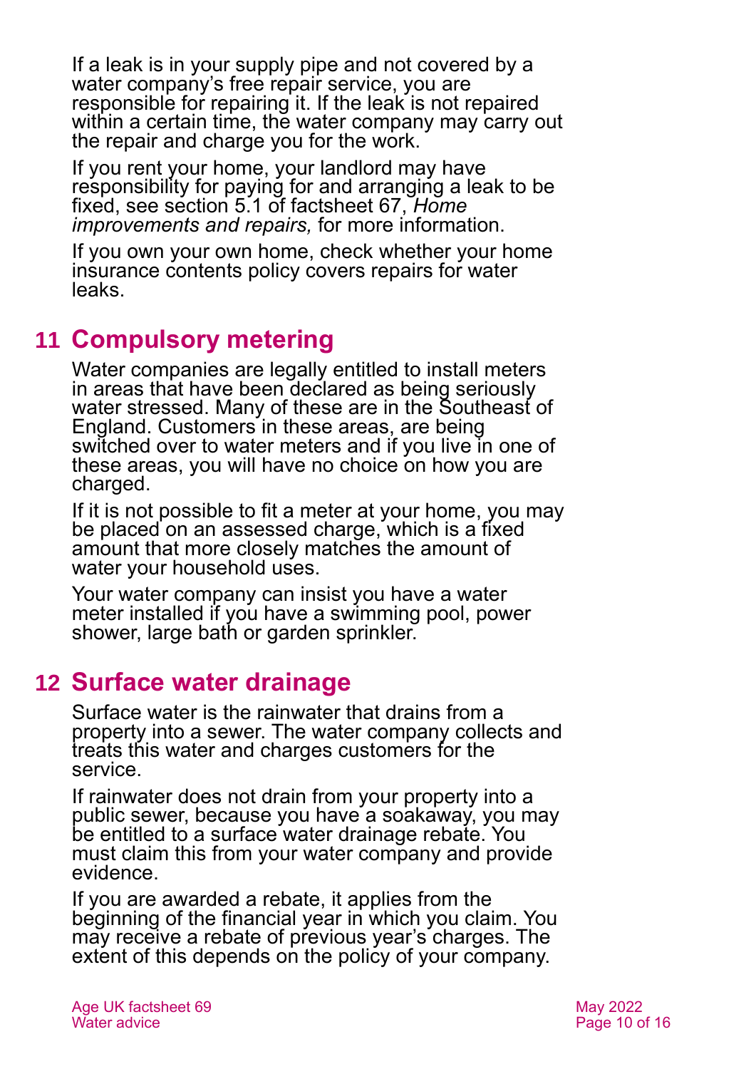If a leak is in your supply pipe and not covered by a water company's free repair service, you are responsible for repairing it. If the leak is not repaired within a certain time, the water company may carry out the repair and charge you for the work.

If you rent your home, your landlord may have responsibility for paying for and arranging a leak to be fixed, see section 5.1 of factsheet 67, *Home improvements and repairs,* for more information.

If you own your own home, check whether your home insurance contents policy covers repairs for water leaks.

## 11 Compulsory metering

Water companies are legally entitled to install meters in areas that have been declared as being seriously water stressed. Many of these are in the Southeast of England. Customers in these areas, are being switched over to water meters and if you live in one of these areas, you will have no choice on how you are charged.

If it is not possible to fit a meter at your home, you may be placed on an assessed charge, which is a fixed amount that more closely matches the amount of water your household uses.

Your water company can insist you have a water meter installed if you have a swimming pool, power shower, large bath or garden sprinkler.

## 12 Surface water drainage

Surface water is the rainwater that drains from a property into a sewer. The water company collects and treats this water and charges customers for the service.

If rainwater does not drain from your property into a public sewer, because you have a soakaway, you may be entitled to a surface water drainage rebate. You must claim this from your water company and provide evidence.

If you are awarded a rebate, it applies from the beginning of the financial year in which you claim. You may receive a rebate of previous year's charges. The extent of this depends on the policy of your company.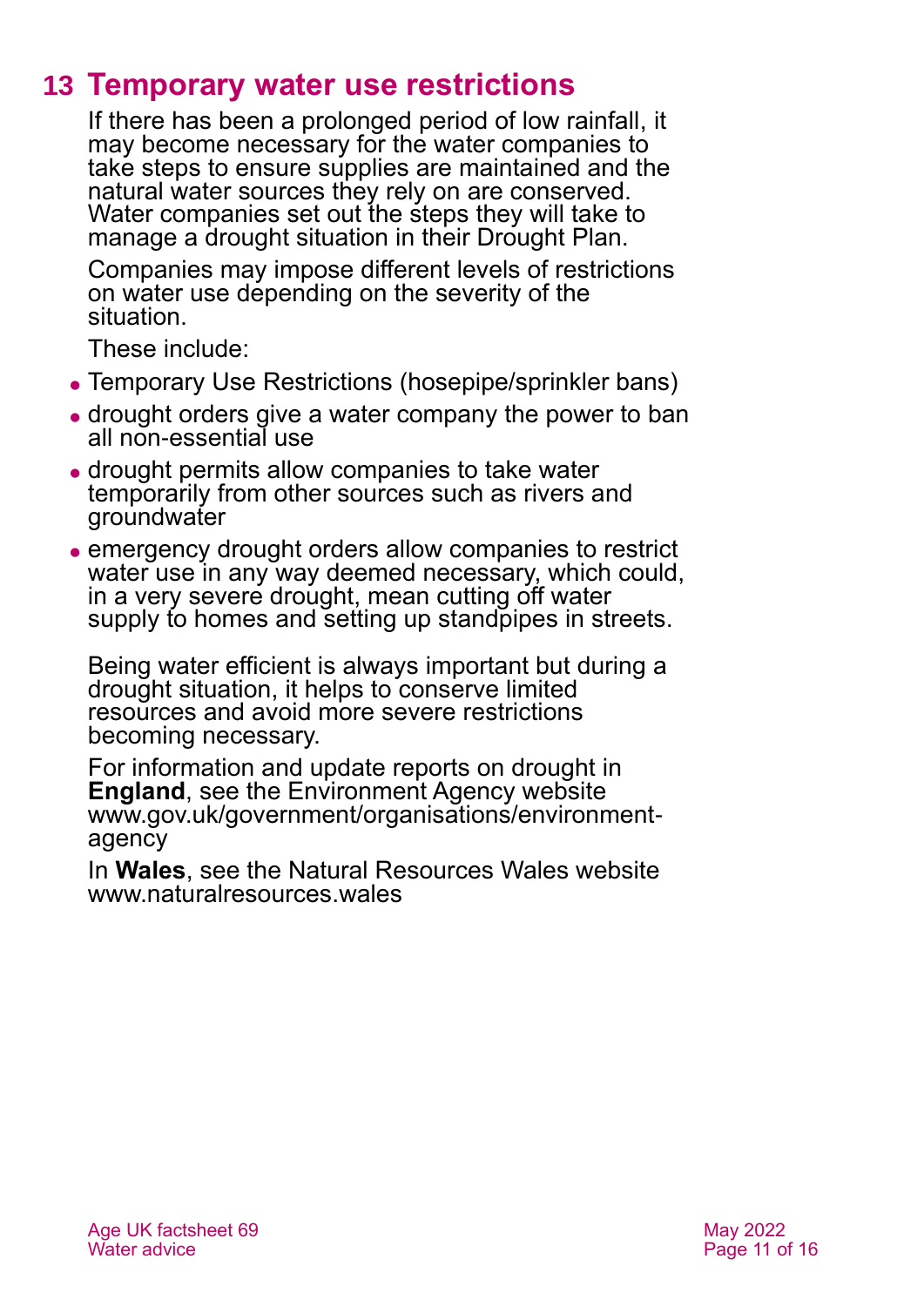## 13 Temporary water use restrictions

If there has been a prolonged period of low rainfall, it may become necessary for the water companies to take steps to ensure supplies are maintained and the natural water sources they rely on are conserved. Water companies set out the steps they will take to manage a drought situation in their Drought Plan.

Companies may impose different levels of restrictions on water use depending on the severity of the situation.

These include:

- Temporary Use Restrictions (hosepipe/sprinkler bans)
- drought orders give a water company the power to ban all non-essential use
- drought permits allow companies to take water temporarily from other sources such as rivers and groundwater
- emergency drought orders allow companies to restrict water use in any way deemed necessary, which could, in a very severe drought, mean cutting off water supply to homes and setting up standpipes in streets.

Being water efficient is always important but during a drought situation, it helps to conserve limited resources and avoid more severe restrictions becoming necessary.

For information and update reports on drought in **England**, see the Environment Agency website www.gov.uk/government/organisations/environment-agency

In **Wales**, see the Natural Resources Wales website www.naturalresources.wales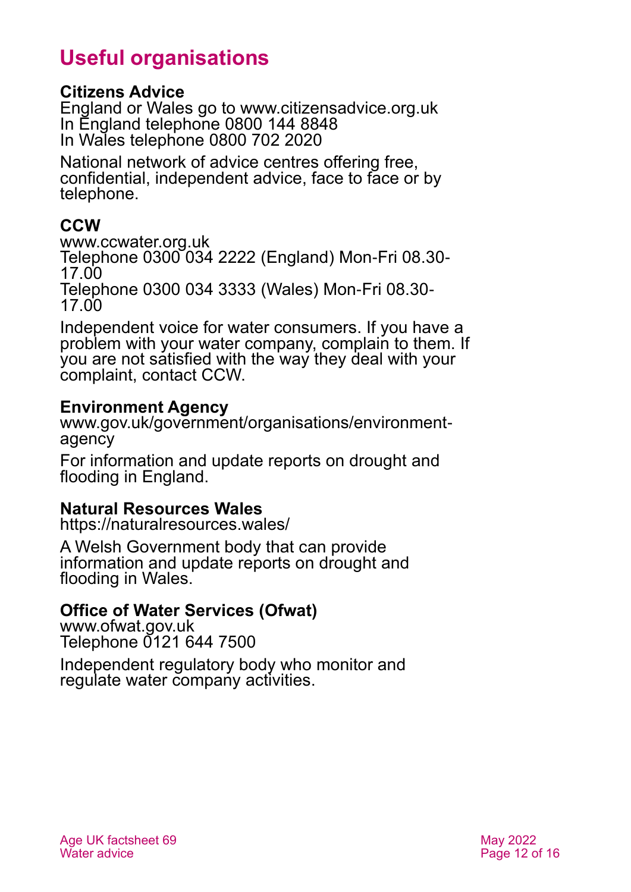# Useful organisations

**Citizens Advice**
England or Wales go to www.citizensadvice.org.uk
In England telephone 0800 144 8848
In Wales telephone 0800 702 2020

National network of advice centres offering free, confidential, independent advice, face to face or by telephone.

**CCW**
www.ccwater.org.uk
Telephone 0300 034 2222 (England) Mon-Fri 08.30-17.00
Telephone 0300 034 3333 (Wales) Mon-Fri 08.30-17.00

Independent voice for water consumers. If you have a problem with your water company, complain to them. If you are not satisfied with the way they deal with your complaint, contact CCW.

**Environment Agency**
www.gov.uk/government/organisations/environment-agency

For information and update reports on drought and flooding in England.

**Natural Resources Wales**
https://naturalresources.wales/

A Welsh Government body that can provide information and update reports on drought and flooding in Wales.

**Office of Water Services (Ofwat)**
www.ofwat.gov.uk
Telephone 0121 644 7500

Independent regulatory body who monitor and regulate water company activities.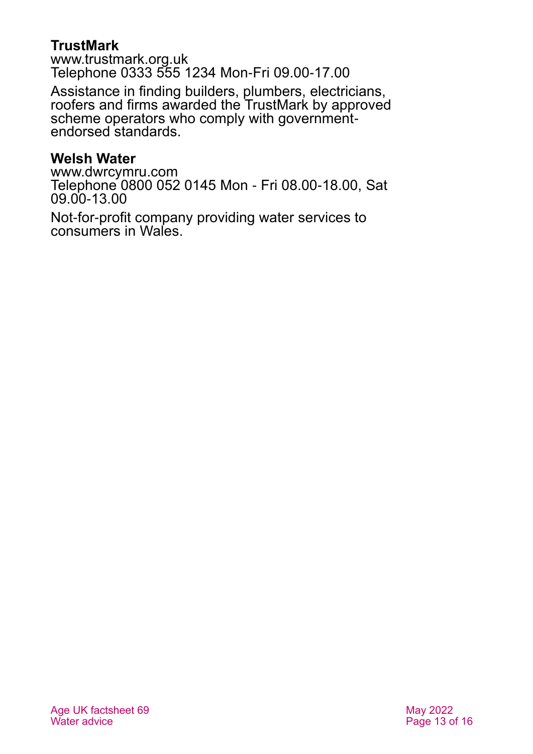**TrustMark**
www.trustmark.org.uk
Telephone 0333 555 1234 Mon-Fri 09.00-17.00

Assistance in finding builders, plumbers, electricians, roofers and firms awarded the TrustMark by approved scheme operators who comply with government-endorsed standards.

**Welsh Water**
www.dwrcymru.com
Telephone 0800 052 0145 Mon - Fri 08.00-18.00, Sat 09.00-13.00

Not-for-profit company providing water services to consumers in Wales.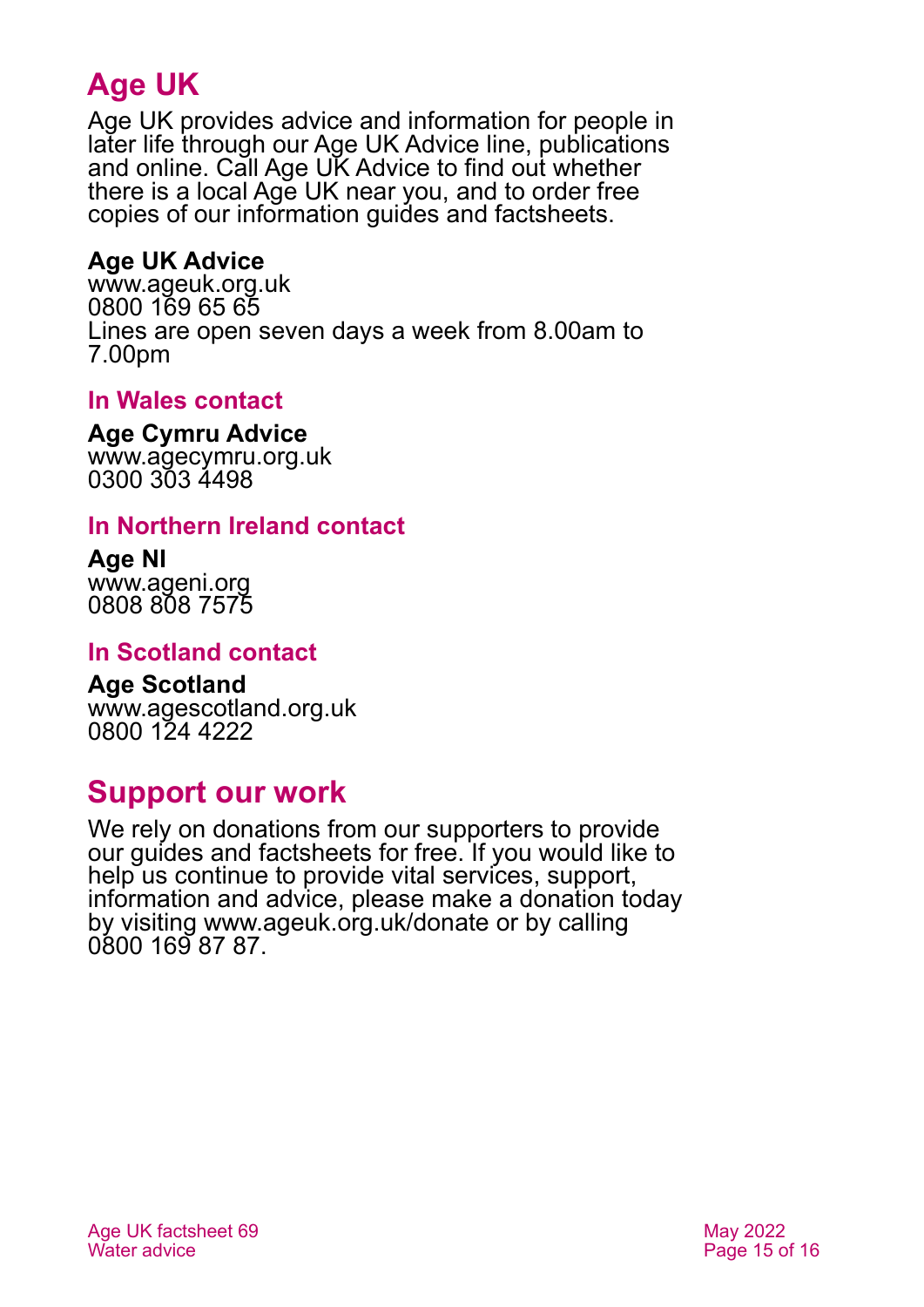## Age UK

Age UK provides advice and information for people in later life through our Age UK Advice line, publications and online. Call Age UK Advice to find out whether there is a local Age UK near you, and to order free copies of our information guides and factsheets.

**Age UK Advice**
www.ageuk.org.uk
0800 169 65 65
Lines are open seven days a week from 8.00am to 7.00pm

### In Wales contact

**Age Cymru Advice**
www.agecymru.org.uk
0300 303 4498

### In Northern Ireland contact

**Age NI**
www.ageni.org
0808 808 7575

### In Scotland contact

**Age Scotland**
www.agescotland.org.uk
0800 124 4222

## Support our work

We rely on donations from our supporters to provide our guides and factsheets for free. If you would like to help us continue to provide vital services, support, information and advice, please make a donation today by visiting www.ageuk.org.uk/donate or by calling 0800 169 87 87.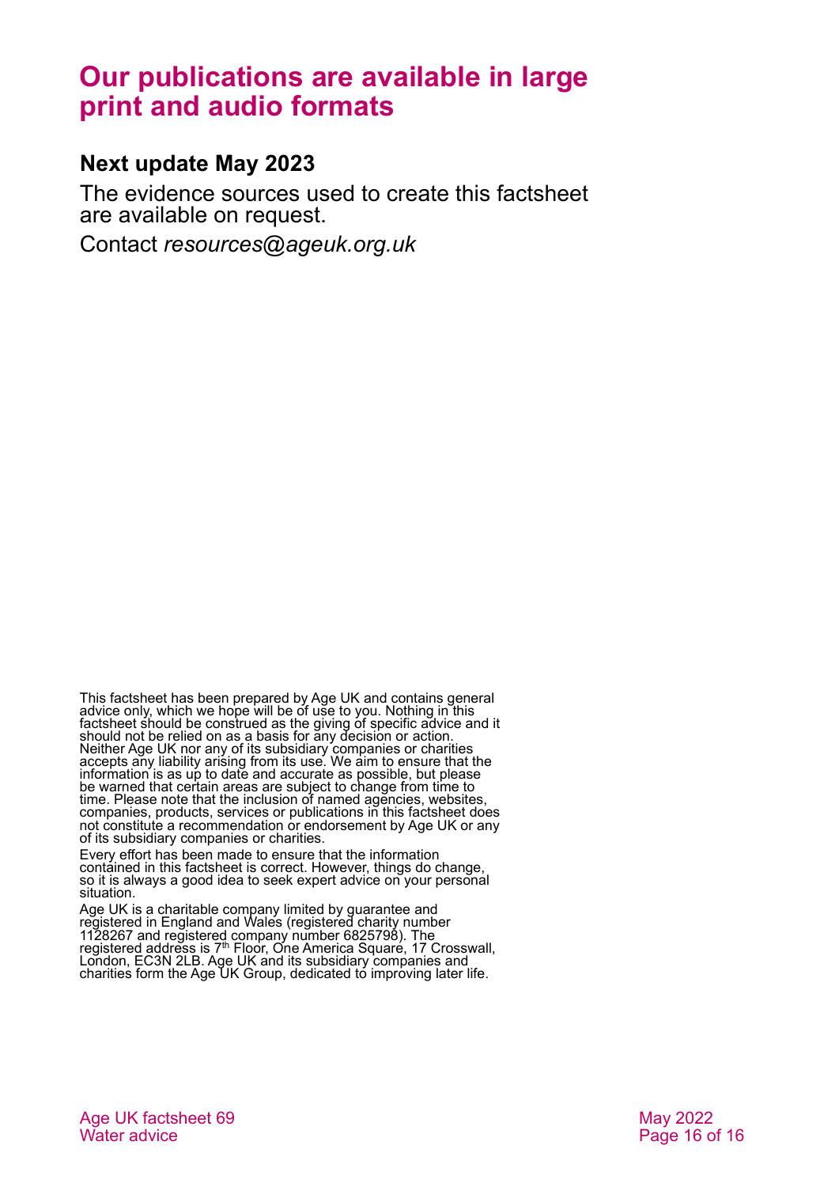# Our publications are available in large print and audio formats

## Next update May 2023

The evidence sources used to create this factsheet are available on request.

Contact *resources@ageuk.org.uk*

This factsheet has been prepared by Age UK and contains general advice only, which we hope will be of use to you. Nothing in this factsheet should be construed as the giving of specific advice and it should not be relied on as a basis for any decision or action. Neither Age UK nor any of its subsidiary companies or charities accepts any liability arising from its use. We aim to ensure that the information is as up to date and accurate as possible, but please be warned that certain areas are subject to change from time to time. Please note that the inclusion of named agencies, websites, companies, products, services or publications in this factsheet does not constitute a recommendation or endorsement by Age UK or any of its subsidiary companies or charities.

Every effort has been made to ensure that the information contained in this factsheet is correct. However, things do change, so it is always a good idea to seek expert advice on your personal situation.

Age UK is a charitable company limited by guarantee and registered in England and Wales (registered charity number 1128267 and registered company number 6825798). The registered address is 7th Floor, One America Square, 17 Crosswall, London, EC3N 2LB. Age UK and its subsidiary companies and charities form the Age UK Group, dedicated to improving later life.